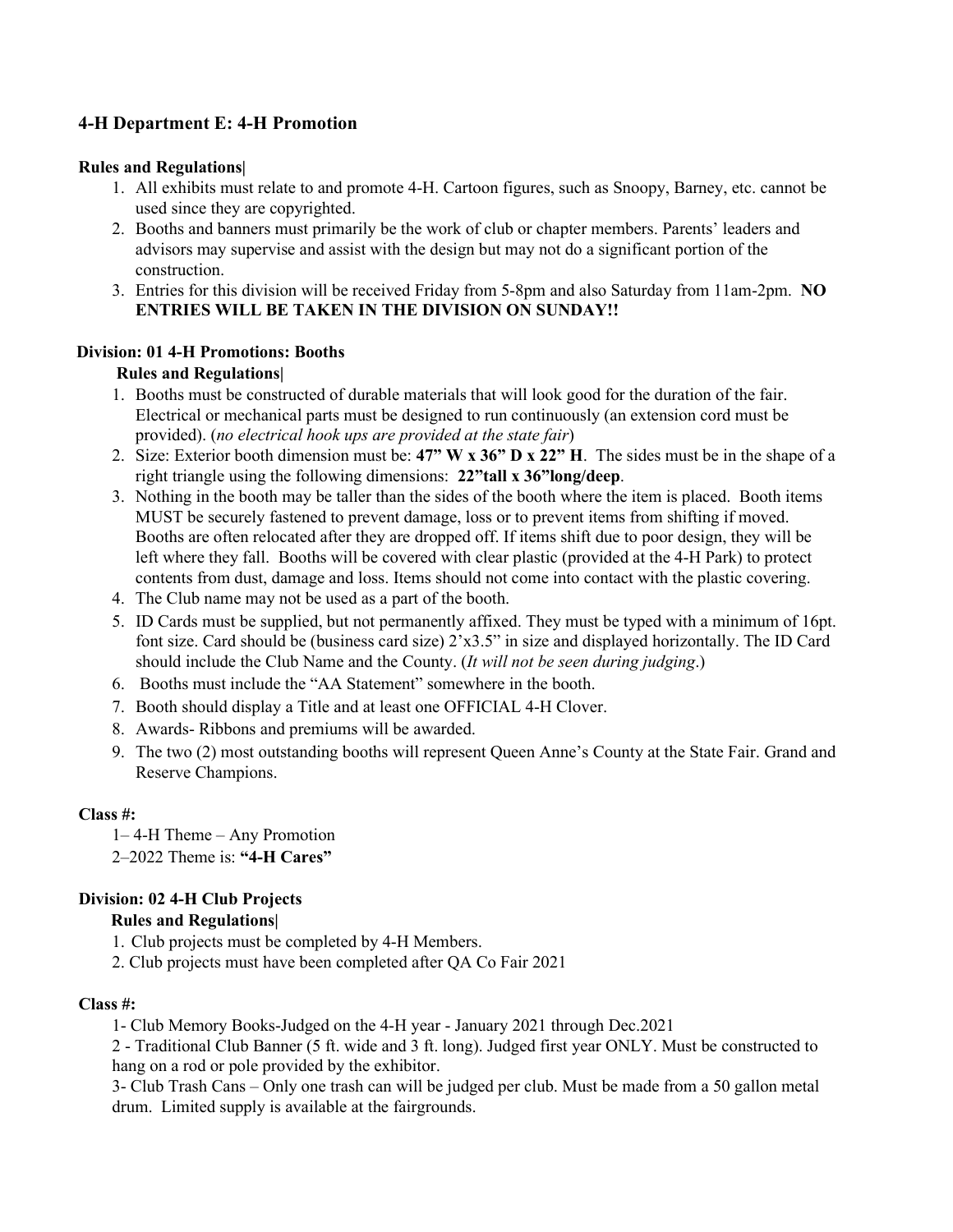## 4-H Department E: 4-H Promotion

**Rules and Regulations|**

1. All exhibits must relate to and promote 4-H. Cartoon figures, such as Snoopy, Barney, etc. cannot be used since they are copyrighted.
2. Booths and banners must primarily be the work of club or chapter members. Parents' leaders and advisors may supervise and assist with the design but may not do a significant portion of the construction.
3. Entries for this division will be received Friday from 5-8pm and also Saturday from 11am-2pm. **NO ENTRIES WILL BE TAKEN IN THE DIVISION ON SUNDAY!!**

### Division: 01 4-H Promotions: Booths

**Rules and Regulations|**

1. Booths must be constructed of durable materials that will look good for the duration of the fair. Electrical or mechanical parts must be designed to run continuously (an extension cord must be provided). (*no electrical hook ups are provided at the state fair*)
2. Size: Exterior booth dimension must be: **47" W x 36" D x 22" H**. The sides must be in the shape of a right triangle using the following dimensions: **22"tall x 36"long/deep**.
3. Nothing in the booth may be taller than the sides of the booth where the item is placed. Booth items MUST be securely fastened to prevent damage, loss or to prevent items from shifting if moved. Booths are often relocated after they are dropped off. If items shift due to poor design, they will be left where they fall. Booths will be covered with clear plastic (provided at the 4-H Park) to protect contents from dust, damage and loss. Items should not come into contact with the plastic covering.
4. The Club name may not be used as a part of the booth.
5. ID Cards must be supplied, but not permanently affixed. They must be typed with a minimum of 16pt. font size. Card should be (business card size) 2'x3.5" in size and displayed horizontally. The ID Card should include the Club Name and the County. (*It will not be seen during judging*.)
6. Booths must include the "AA Statement" somewhere in the booth.
7. Booth should display a Title and at least one OFFICIAL 4-H Clover.
8. Awards- Ribbons and premiums will be awarded.
9. The two (2) most outstanding booths will represent Queen Anne's County at the State Fair. Grand and Reserve Champions.

**Class #:**

1– 4-H Theme – Any Promotion

2–2022 Theme is: **"4-H Cares"**

### Division: 02 4-H Club Projects

**Rules and Regulations|**

1. Club projects must be completed by 4-H Members.
2. Club projects must have been completed after QA Co Fair 2021

**Class #:**

1- Club Memory Books-Judged on the 4-H year - January 2021 through Dec.2021

2 - Traditional Club Banner (5 ft. wide and 3 ft. long). Judged first year ONLY. Must be constructed to hang on a rod or pole provided by the exhibitor.

3- Club Trash Cans – Only one trash can will be judged per club. Must be made from a 50 gallon metal drum. Limited supply is available at the fairgrounds.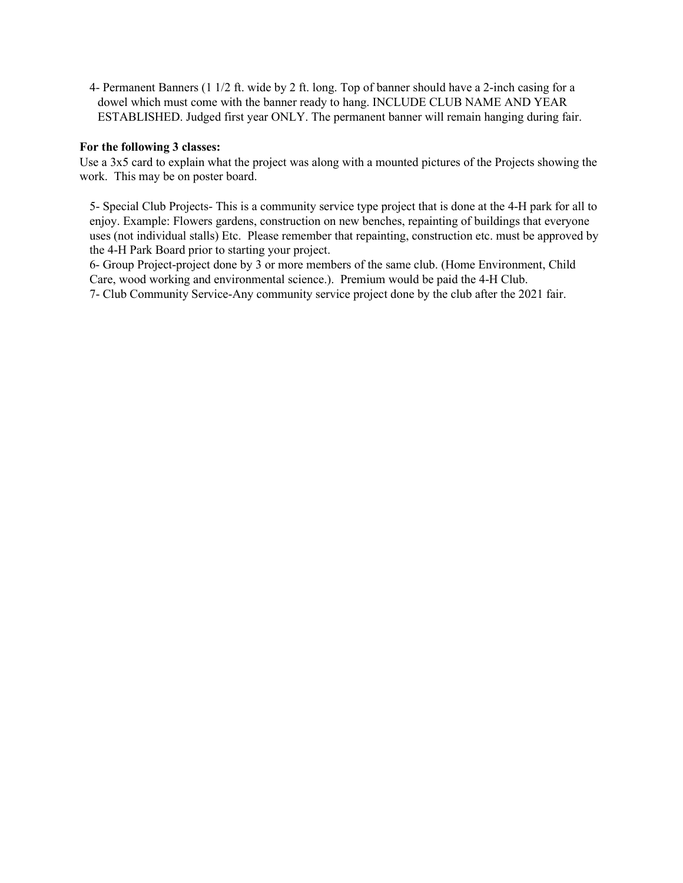4- Permanent Banners (1 1/2 ft. wide by 2 ft. long. Top of banner should have a 2-inch casing for a dowel which must come with the banner ready to hang. INCLUDE CLUB NAME AND YEAR ESTABLISHED. Judged first year ONLY. The permanent banner will remain hanging during fair.

**For the following 3 classes:**

Use a 3x5 card to explain what the project was along with a mounted pictures of the Projects showing the work. This may be on poster board.

5- Special Club Projects- This is a community service type project that is done at the 4-H park for all to enjoy. Example: Flowers gardens, construction on new benches, repainting of buildings that everyone uses (not individual stalls) Etc. Please remember that repainting, construction etc. must be approved by the 4-H Park Board prior to starting your project.

6- Group Project-project done by 3 or more members of the same club. (Home Environment, Child Care, wood working and environmental science.). Premium would be paid the 4-H Club.

7- Club Community Service-Any community service project done by the club after the 2021 fair.